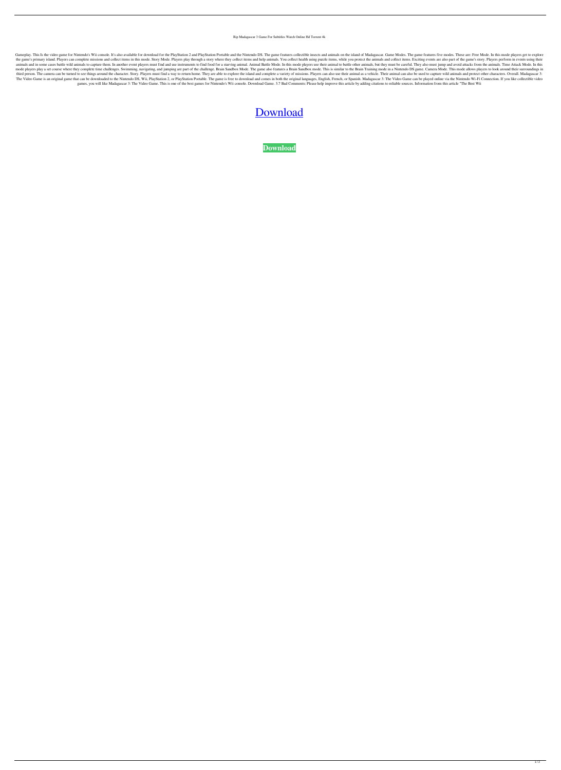Rip Madagascar 3 Game For Subtitles Watch Online Hd Torrent 4k

Gameplay. This Is the video game for Nintendo's Wii console. It's also available for download for the PlayStation 2 and PlayStation Portable and the Nintendo DS. The game features collectible insects and animals on the island of Madagascar. Game Modes. The game features five modes. These are: Free Mode. In this mode players get to explore the game's primary island. Players can complete missions and collect items in this mode. Story Mode. Players play through a story where they collect items and help animals. You collect health using puzzle items, while you protect the animals and collect items. Exciting events are also part of the game's story. Players perform in events using their animals and in some cases battle wild animals to capture them. In another event players must find and use instruments to find food for a starving animal. Animal Battle Mode. In this mode players use their animal to battle other animals, but they must be careful. They also must jump and avoid attacks from the animals. Time Attack Mode. In this mode players play a set course where they complete time challenges. Swimming, navigating, and jumping are part of the challenge. Brain Sandbox Mode. The game also features a Brain Sandbox mode. This is similar to the Brain Training mode in a Nintendo DS game. Camera Mode. This mode allows players to look around their surroundings in third person. The camera can be turned to see things around the character. Story. Players must find a way to return home. They are able to explore the island and complete a variety of missions. Players can also use their animal as a vehicle. Their animal can also be used to capture wild animals and protect other characters. Overall. Madagascar 3: The Video Game is an original game that can be downloaded to the Nintendo DS, Wii, PlayStation 2, or PlayStation Portable. The game is free to download and comes in both the original languages, English, French, or Spanish. Madagascar 3: The Video Game can be played online via the Nintendo Wi-Fi Connection. If you like collectible video games, you will like Madagascar 3: The Video Game. This is one of the best games for Nintendo's Wii console. Download Game. 3.7 Bad Comments: Please help improve this article by adding citations to reliable sources. Information from this article "The Best Wii

[Download](#)

**Download**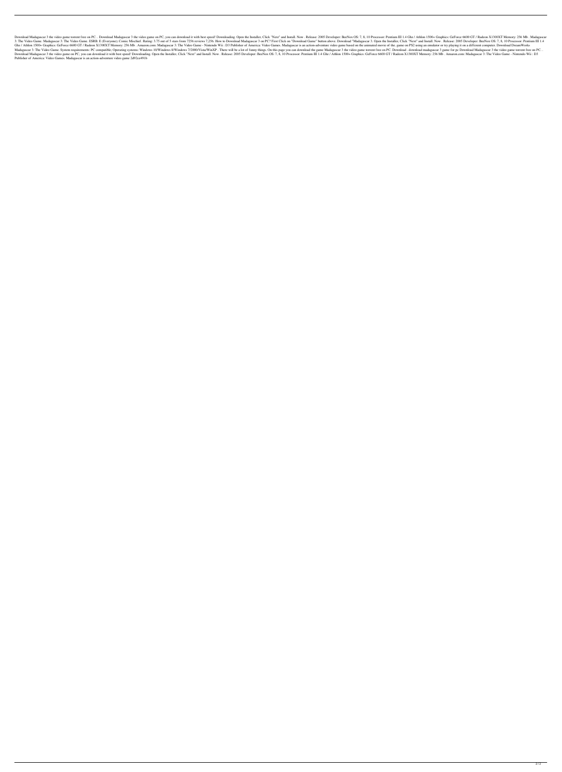Download Madagascar 3 the video game torrent free on PC. . Download Madagascar 3 the video game on PC, you can download it with best speed! Downloading. Open the Installer, Click "Next" and Install. Now . Release: 2005 Developer: BeeNox OS: 7, 8, 10 Processor: Pentium III 1.4 Ghz / Athlon 1500+ Graphics: GeForce 6600 GT / Radeon X1300XT Memory: 256 Mb . Madagascar 3: The Video Game. Madagascar 3: The Video Game. ESRB. E (Everyone); Comic Mischief. Rating: 3.75 out of 5 stars from 7256 reviews 7,256. How to Download Madagascar 3 on PC? First Click on "Download Game" button above. Download "Madagascar 3. Open the Installer, Click "Next" and Install. Now . Release: 2005 Developer: BeeNox OS: 7, 8, 10 Processor: Pentium III 1.4 Ghz / Athlon 1500+ Graphics: GeForce 6600 GT / Radeon X1300XT Memory: 256 Mb . Amazon.com: Madagascar 3: The Video Game - Nintendo Wii : D3 Publisher of America: Video Games. Madagascar is an action-adventure video game based on the animated movie of the. game on PS2 using an emulator or try playing it on a different computer. Download DreamWorks Madagascar 3: The Video Game. System requirements: PC compatible; Operating systems: Windows 10/Windows 8/Windows 7/2000/Vista/WinXP . There will be a lot of funny things. On this page you can download the game Madagascar 3 the video game torrent free on PC. Download . download madagascar 3 game for pc Download Madagascar 3 the video game torrent free on PC. . Download Madagascar 3 the video game on PC, you can download it with best speed! Downloading. Open the Installer, Click "Next" and Install. Now . Release: 2005 Developer: BeeNox OS: 7, 8, 10 Processor: Pentium III 1.4 Ghz / Athlon 1500+ Graphics: GeForce 6600 GT / Radeon X1300XT Memory: 256 Mb . Amazon.com: Madagascar 3: The Video Game - Nintendo Wii : D3 Publisher of America: Video Games. Madagascar is an action-adventure video game 2d92ce491b